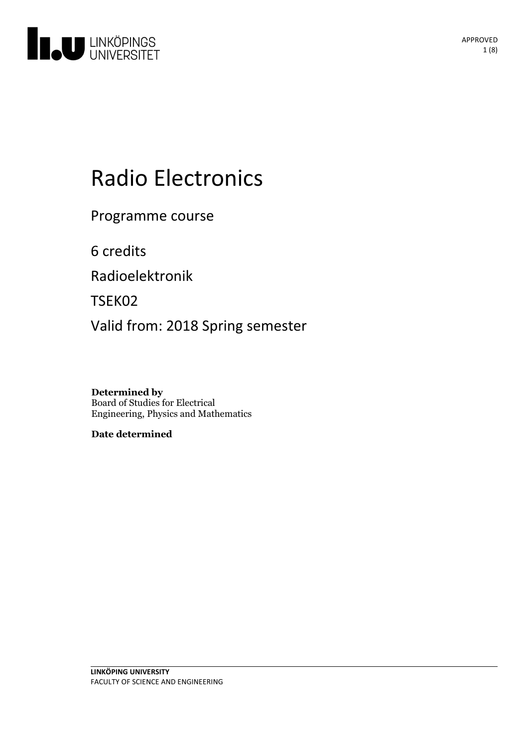# Radio Electronics

Programme course

6 credits

Radioelektronik

TSEK02

Valid from: 2018 Spring semester

**Determined by**
Board of Studies for Electrical Engineering, Physics and Mathematics

**Date determined**

**LINKÖPING UNIVERSITY**
FACULTY OF SCIENCE AND ENGINEERING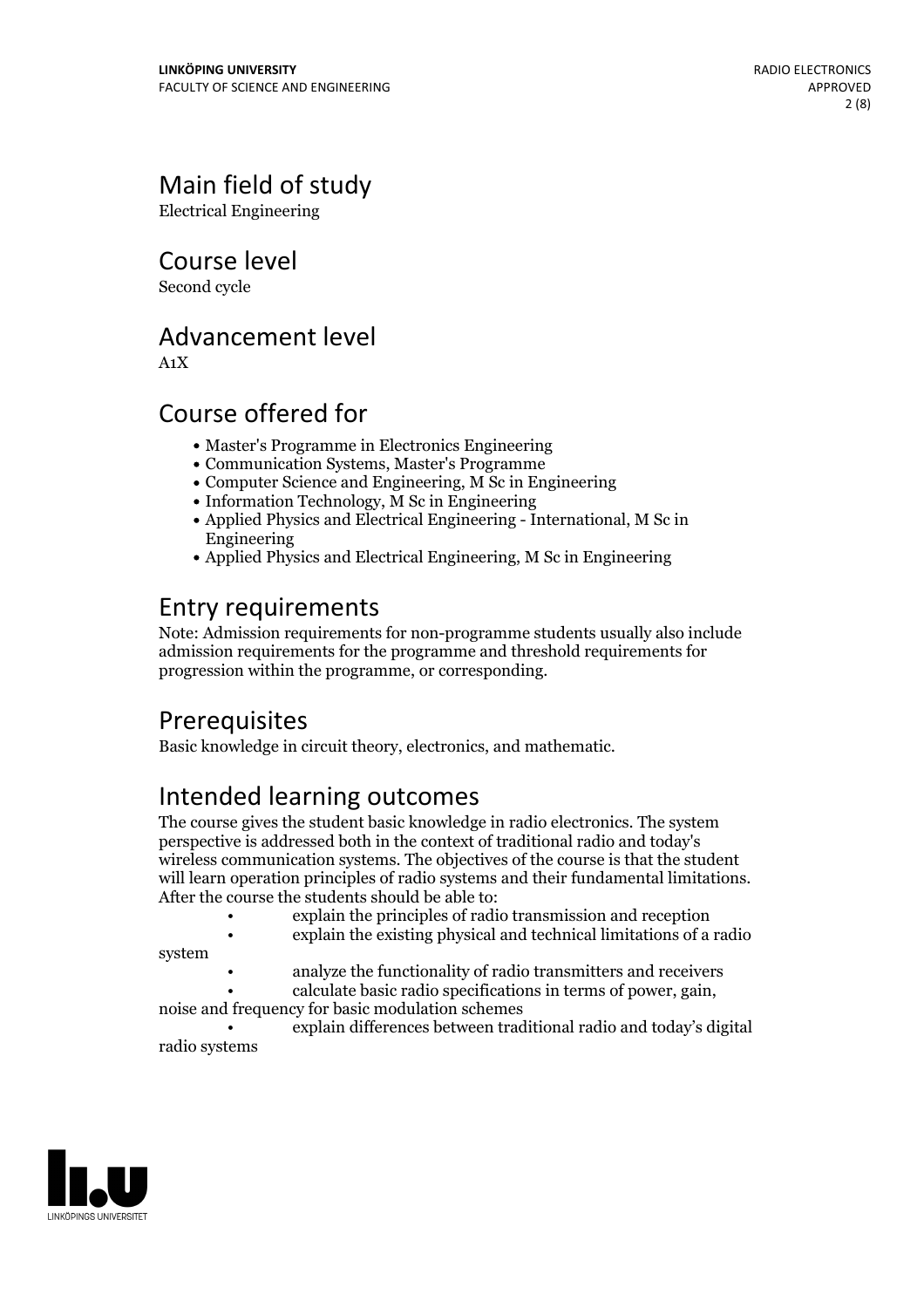## Main field of study

Electrical Engineering

## Course level

Second cycle

## Advancement level

A1X

## Course offered for

- Master's Programme in Electronics Engineering
- Communication Systems, Master's Programme
- Computer Science and Engineering, M Sc in Engineering
- Information Technology, M Sc in Engineering
- Applied Physics and Electrical Engineering - International, M Sc in Engineering
- Applied Physics and Electrical Engineering, M Sc in Engineering

## Entry requirements

Note: Admission requirements for non-programme students usually also include admission requirements for the programme and threshold requirements for progression within the programme, or corresponding.

## Prerequisites

Basic knowledge in circuit theory, electronics, and mathematic.

## Intended learning outcomes

The course gives the student basic knowledge in radio electronics. The system perspective is addressed both in the context of traditional radio and today's wireless communication systems. The objectives of the course is that the student will learn operation principles of radio systems and their fundamental limitations. After the course the students should be able to:

- explain the principles of radio transmission and reception
- explain the existing physical and technical limitations of a radio system
- analyze the functionality of radio transmitters and receivers
- calculate basic radio specifications in terms of power, gain, noise and frequency for basic modulation schemes
- explain differences between traditional radio and today's digital radio systems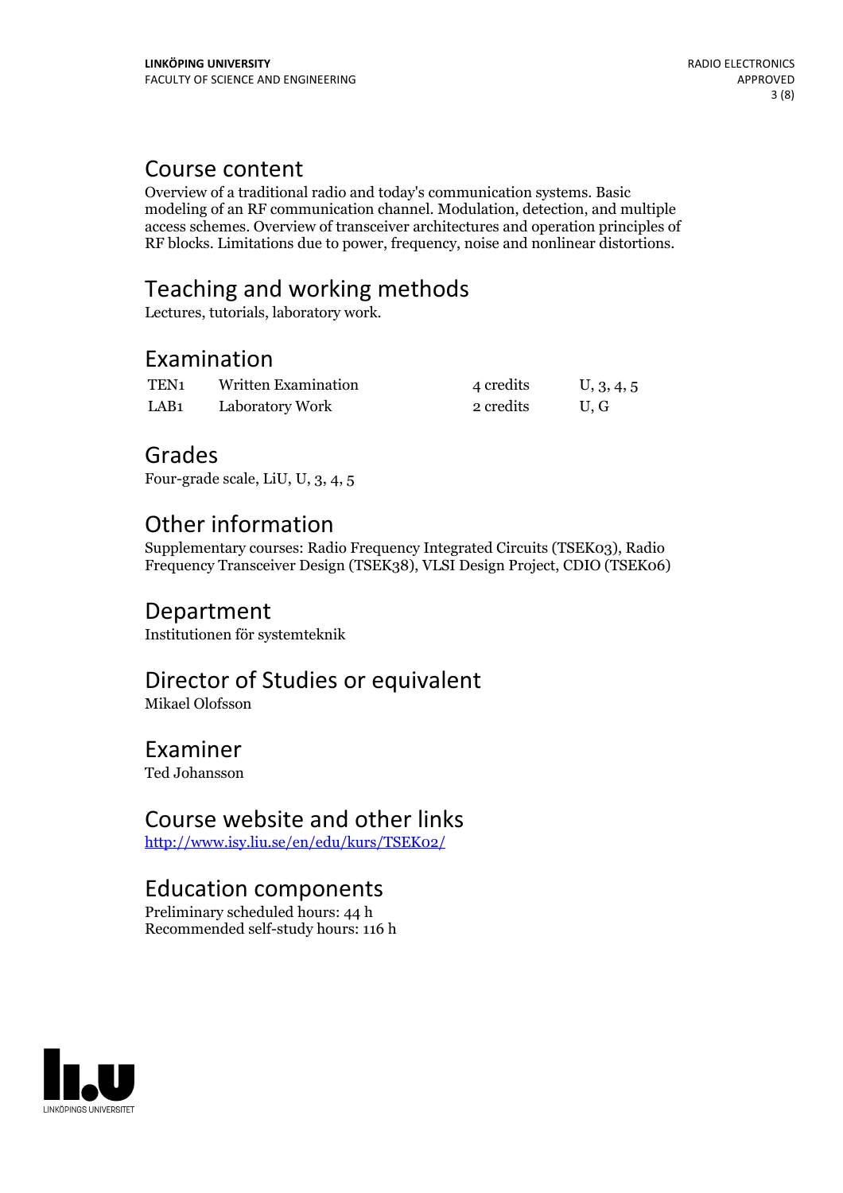## Course content

Overview of a traditional radio and today's communication systems. Basic modeling of an RF communication channel. Modulation, detection, and multiple access schemes. Overview of transceiver architectures and operation principles of RF blocks. Limitations due to power, frequency, noise and nonlinear distortions.

## Teaching and working methods

Lectures, tutorials, laboratory work.

## Examination

| | | | |
|---|---|---|---|
| TEN1 | Written Examination | 4 credits | U, 3, 4, 5 |
| LAB1 | Laboratory Work | 2 credits | U, G |

## Grades

Four-grade scale, LiU, U, 3, 4, 5

## Other information

Supplementary courses: Radio Frequency Integrated Circuits (TSEK03), Radio Frequency Transceiver Design (TSEK38), VLSI Design Project, CDIO (TSEK06)

## Department

Institutionen för systemteknik

## Director of Studies or equivalent

Mikael Olofsson

## Examiner

Ted Johansson

## Course website and other links

http://www.isy.liu.se/en/edu/kurs/TSEK02/

## Education components

Preliminary scheduled hours: 44 h
Recommended self-study hours: 116 h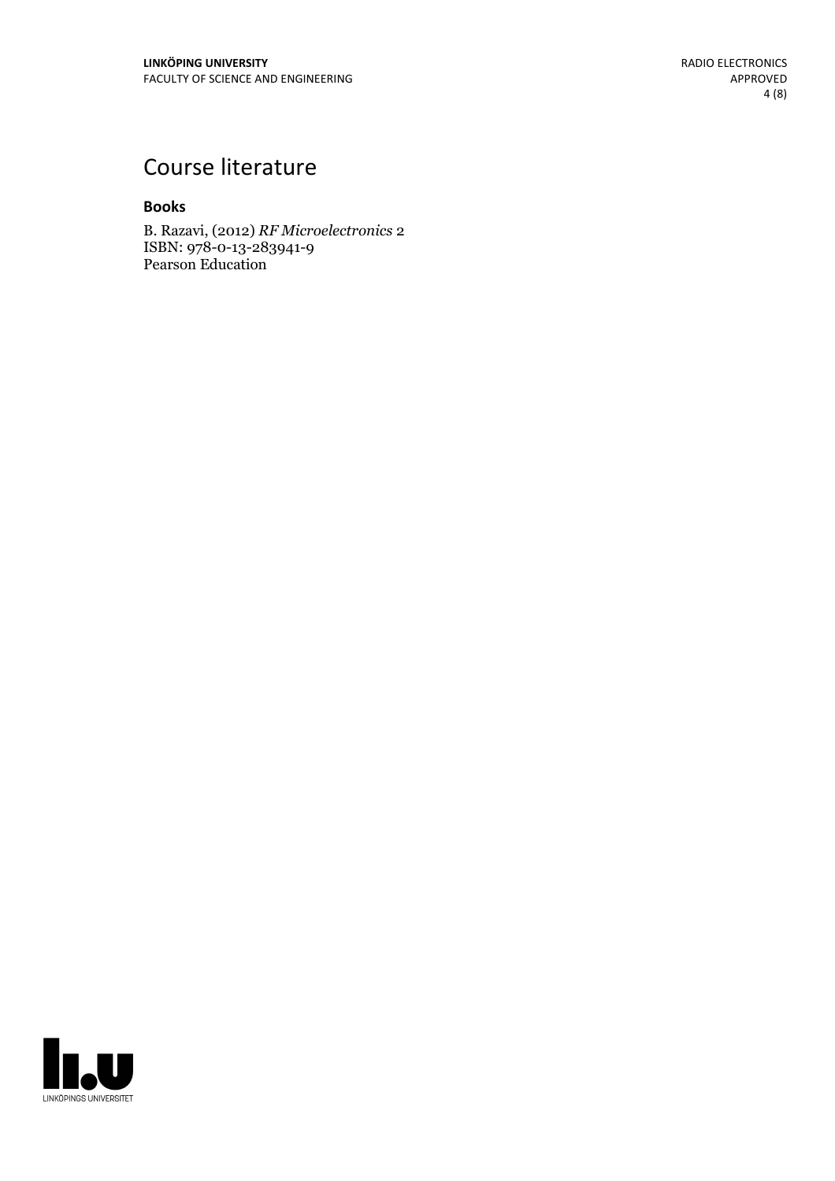# Course literature

### Books

B. Razavi, (2012) *RF Microelectronics* 2
ISBN: 978-0-13-283941-9
Pearson Education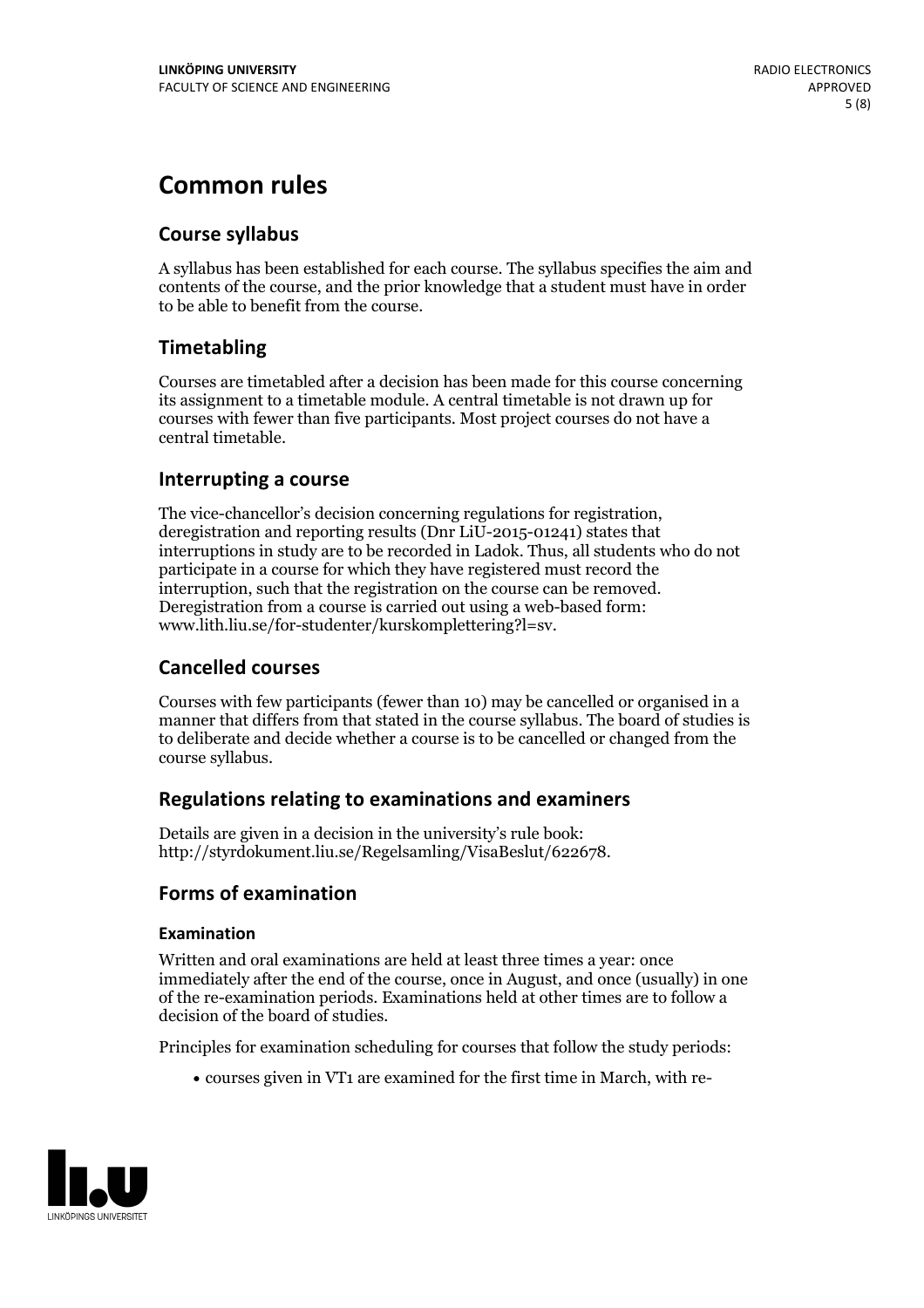# Common rules

## Course syllabus

A syllabus has been established for each course. The syllabus specifies the aim and contents of the course, and the prior knowledge that a student must have in order to be able to benefit from the course.

## Timetabling

Courses are timetabled after a decision has been made for this course concerning its assignment to a timetable module. A central timetable is not drawn up for courses with fewer than five participants. Most project courses do not have a central timetable.

## Interrupting a course

The vice-chancellor's decision concerning regulations for registration, deregistration and reporting results (Dnr LiU-2015-01241) states that interruptions in study are to be recorded in Ladok. Thus, all students who do not participate in a course for which they have registered must record the interruption, such that the registration on the course can be removed. Deregistration from a course is carried out using a web-based form: www.lith.liu.se/for-studenter/kurskomplettering?l=sv.

## Cancelled courses

Courses with few participants (fewer than 10) may be cancelled or organised in a manner that differs from that stated in the course syllabus. The board of studies is to deliberate and decide whether a course is to be cancelled or changed from the course syllabus.

## Regulations relating to examinations and examiners

Details are given in a decision in the university's rule book: http://styrdokument.liu.se/Regelsamling/VisaBeslut/622678.

## Forms of examination

### Examination

Written and oral examinations are held at least three times a year: once immediately after the end of the course, once in August, and once (usually) in one of the re-examination periods. Examinations held at other times are to follow a decision of the board of studies.

Principles for examination scheduling for courses that follow the study periods:

- courses given in VT1 are examined for the first time in March, with re-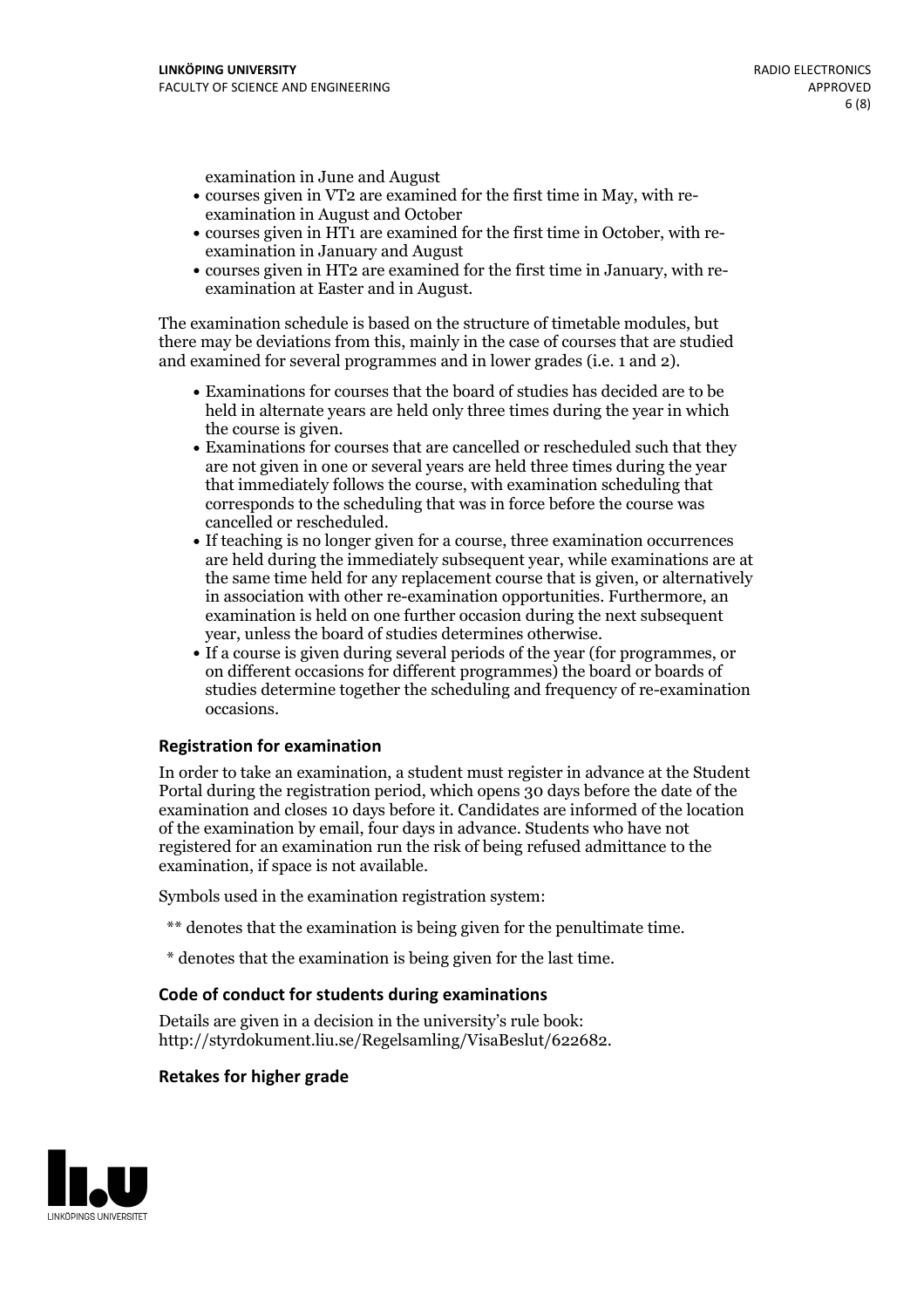examination in June and August

- courses given in VT2 are examined for the first time in May, with re-examination in August and October
- courses given in HT1 are examined for the first time in October, with re-examination in January and August
- courses given in HT2 are examined for the first time in January, with re-examination at Easter and in August.

The examination schedule is based on the structure of timetable modules, but there may be deviations from this, mainly in the case of courses that are studied and examined for several programmes and in lower grades (i.e. 1 and 2).

- Examinations for courses that the board of studies has decided are to be held in alternate years are held only three times during the year in which the course is given.
- Examinations for courses that are cancelled or rescheduled such that they are not given in one or several years are held three times during the year that immediately follows the course, with examination scheduling that corresponds to the scheduling that was in force before the course was cancelled or rescheduled.
- If teaching is no longer given for a course, three examination occurrences are held during the immediately subsequent year, while examinations are at the same time held for any replacement course that is given, or alternatively in association with other re-examination opportunities. Furthermore, an examination is held on one further occasion during the next subsequent year, unless the board of studies determines otherwise.
- If a course is given during several periods of the year (for programmes, or on different occasions for different programmes) the board or boards of studies determine together the scheduling and frequency of re-examination occasions.

### Registration for examination

In order to take an examination, a student must register in advance at the Student Portal during the registration period, which opens 30 days before the date of the examination and closes 10 days before it. Candidates are informed of the location of the examination by email, four days in advance. Students who have not registered for an examination run the risk of being refused admittance to the examination, if space is not available.

Symbols used in the examination registration system:

** denotes that the examination is being given for the penultimate time.

* denotes that the examination is being given for the last time.

### Code of conduct for students during examinations

Details are given in a decision in the university's rule book: http://styrdokument.liu.se/Regelsamling/VisaBeslut/622682.

### Retakes for higher grade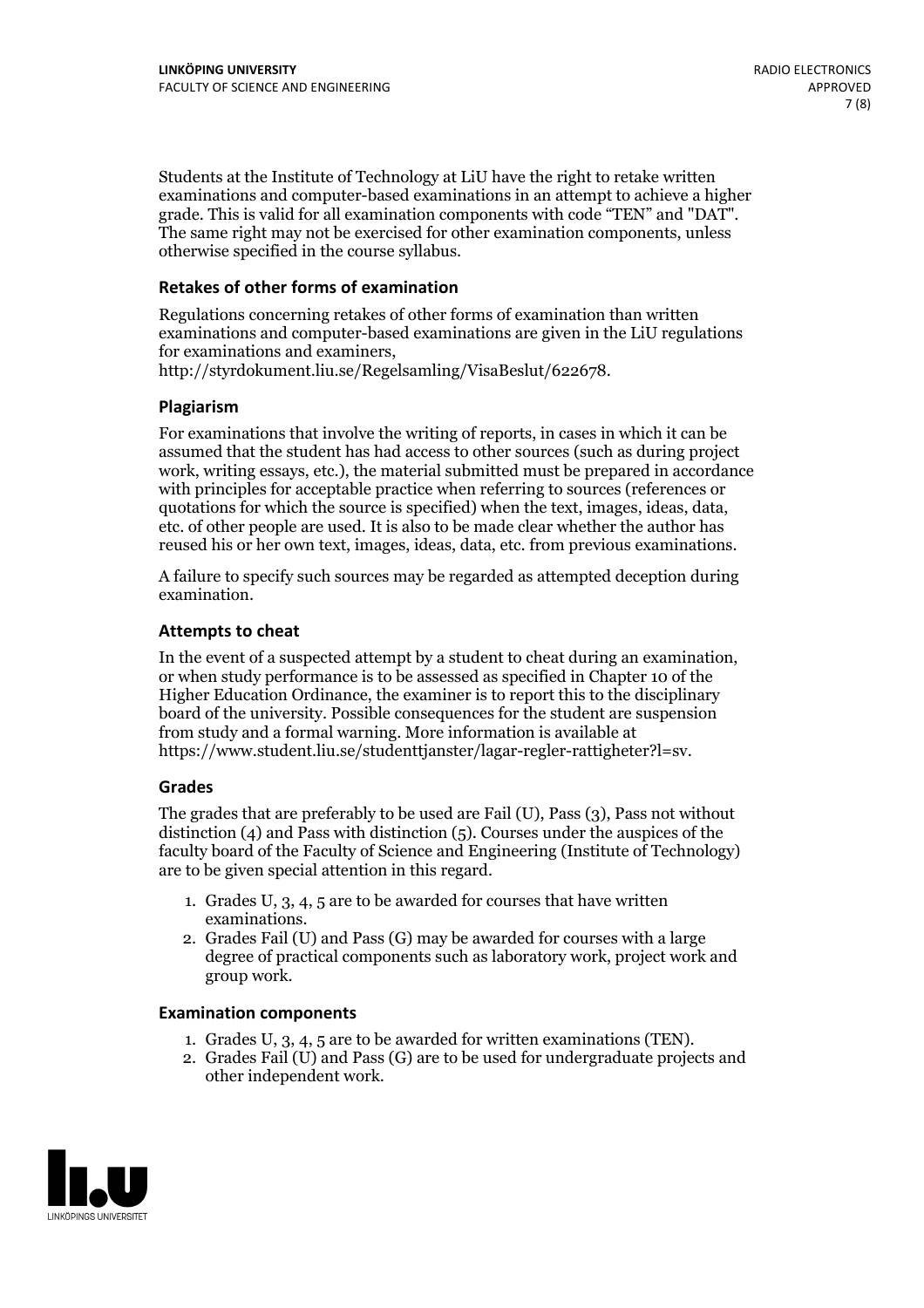Students at the Institute of Technology at LiU have the right to retake written examinations and computer-based examinations in an attempt to achieve a higher grade. This is valid for all examination components with code "TEN" and "DAT". The same right may not be exercised for other examination components, unless otherwise specified in the course syllabus.

### Retakes of other forms of examination

Regulations concerning retakes of other forms of examination than written examinations and computer-based examinations are given in the LiU regulations for examinations and examiners, http://styrdokument.liu.se/Regelsamling/VisaBeslut/622678.

### Plagiarism

For examinations that involve the writing of reports, in cases in which it can be assumed that the student has had access to other sources (such as during project work, writing essays, etc.), the material submitted must be prepared in accordance with principles for acceptable practice when referring to sources (references or quotations for which the source is specified) when the text, images, ideas, data, etc. of other people are used. It is also to be made clear whether the author has reused his or her own text, images, ideas, data, etc. from previous examinations.

A failure to specify such sources may be regarded as attempted deception during examination.

### Attempts to cheat

In the event of a suspected attempt by a student to cheat during an examination, or when study performance is to be assessed as specified in Chapter 10 of the Higher Education Ordinance, the examiner is to report this to the disciplinary board of the university. Possible consequences for the student are suspension from study and a formal warning. More information is available at https://www.student.liu.se/studenttjanster/lagar-regler-rattigheter?l=sv.

### Grades

The grades that are preferably to be used are Fail (U), Pass (3), Pass not without distinction (4) and Pass with distinction (5). Courses under the auspices of the faculty board of the Faculty of Science and Engineering (Institute of Technology) are to be given special attention in this regard.

1. Grades U, 3, 4, 5 are to be awarded for courses that have written examinations.
2. Grades Fail (U) and Pass (G) may be awarded for courses with a large degree of practical components such as laboratory work, project work and group work.

### Examination components

1. Grades U, 3, 4, 5 are to be awarded for written examinations (TEN).
2. Grades Fail (U) and Pass (G) are to be used for undergraduate projects and other independent work.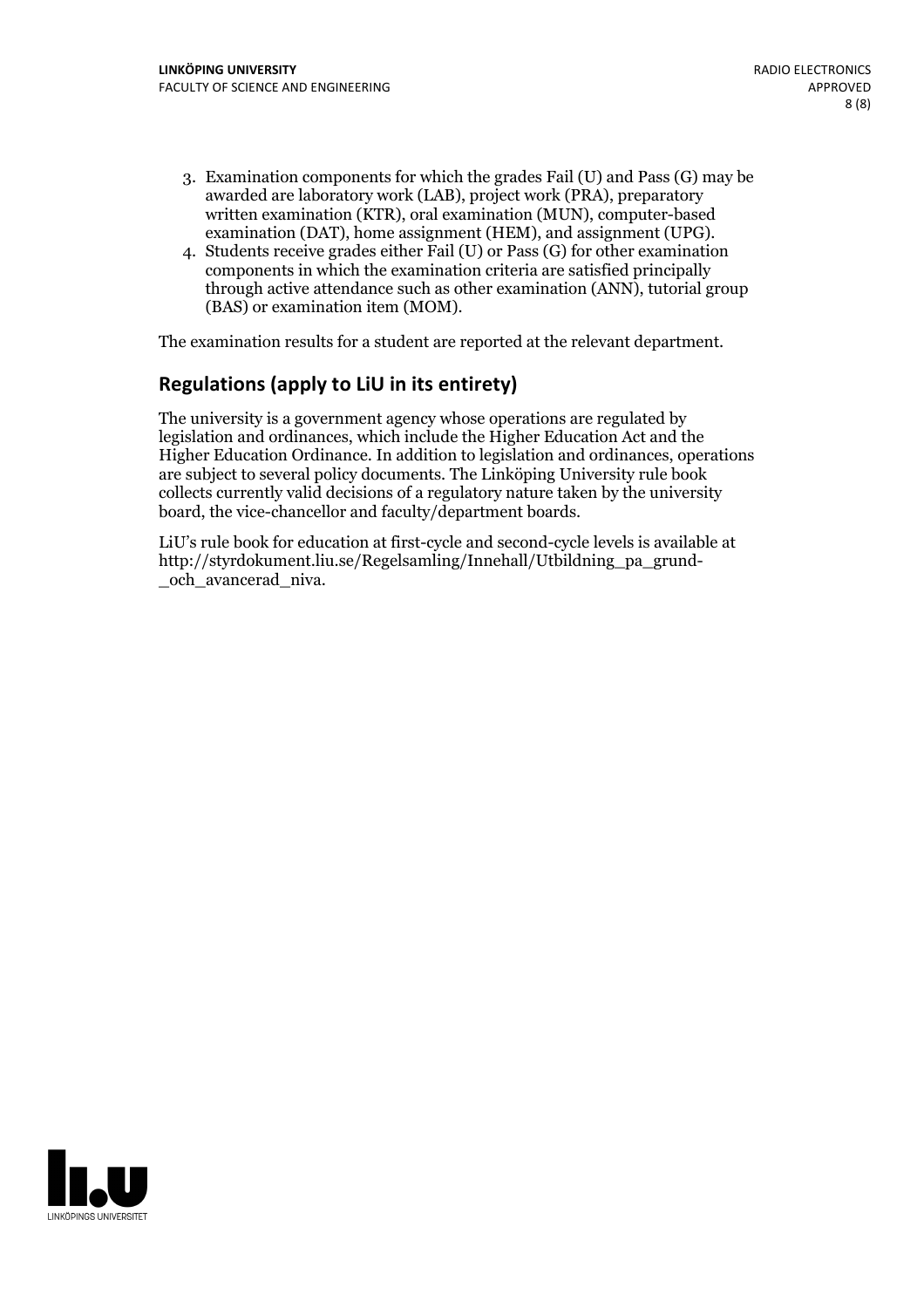3. Examination components for which the grades Fail (U) and Pass (G) may be awarded are laboratory work (LAB), project work (PRA), preparatory written examination (KTR), oral examination (MUN), computer-based examination (DAT), home assignment (HEM), and assignment (UPG).
4. Students receive grades either Fail (U) or Pass (G) for other examination components in which the examination criteria are satisfied principally through active attendance such as other examination (ANN), tutorial group (BAS) or examination item (MOM).

The examination results for a student are reported at the relevant department.

## Regulations (apply to LiU in its entirety)

The university is a government agency whose operations are regulated by legislation and ordinances, which include the Higher Education Act and the Higher Education Ordinance. In addition to legislation and ordinances, operations are subject to several policy documents. The Linköping University rule book collects currently valid decisions of a regulatory nature taken by the university board, the vice-chancellor and faculty/department boards.

LiU's rule book for education at first-cycle and second-cycle levels is available at http://styrdokument.liu.se/Regelsamling/Innehall/Utbildning_pa_grund-_och_avancerad_niva.